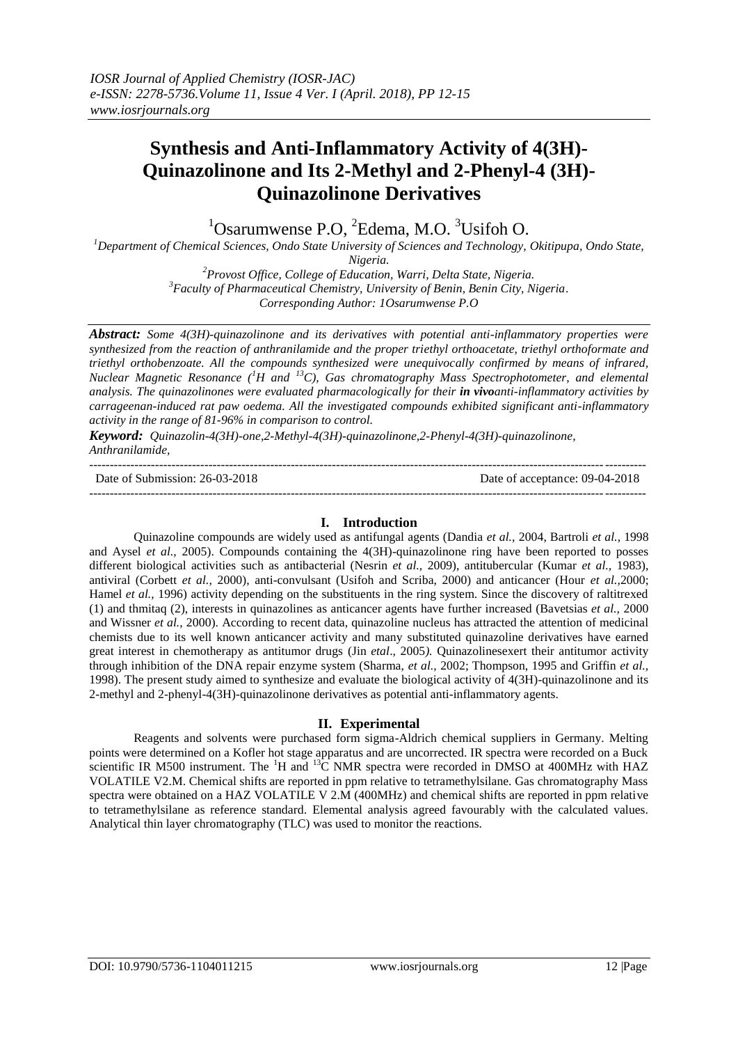# Synthesis and Anti-Inflammatory Activity of 4(3H)-Quinazolinone and Its 2-Methyl and 2-Phenyl-4 (3H)-Quinazolinone Derivatives

[1]Osarumwense P.O, [2]Edema, M.O. [3]Usifoh O.

[1]*Department of Chemical Sciences, Ondo State University of Sciences and Technology, Okitipupa, Ondo State, Nigeria.*
[2]*Provost Office, College of Education, Warri, Delta State, Nigeria.*
[3]*Faculty of Pharmaceutical Chemistry, University of Benin, Benin City, Nigeria.*
*Corresponding Author: 1Osarumwense P.O*

***Abstract:*** *Some 4(3H)-quinazolinone and its derivatives with potential anti-inflammatory properties were synthesized from the reaction of anthranilamide and the proper triethyl orthoacetate, triethyl orthoformate and triethyl orthobenzoate. All the compounds synthesized were unequivocally confirmed by means of infrared, Nuclear Magnetic Resonance ([1]H and [13]C), Gas chromatography Mass Spectrophotometer, and elemental analysis. The quinazolinones were evaluated pharmacologically for their* ***in vivo****anti-inflammatory activities by carrageenan-induced rat paw oedema. All the investigated compounds exhibited significant anti-inflammatory activity in the range of 81-96% in comparison to control.*

***Keyword:*** *Quinazolin-4(3H)-one,2-Methyl-4(3H)-quinazolinone,2-Phenyl-4(3H)-quinazolinone, Anthranilamide,*

---

Date of Submission: 26-03-2018 Date of acceptance: 09-04-2018

---

## I. Introduction

Quinazoline compounds are widely used as antifungal agents (Dandia *et al.,* 2004, Bartroli *et al.,* 1998 and Aysel *et al.,* 2005). Compounds containing the 4(3H)-quinazolinone ring have been reported to posses different biological activities such as antibacterial (Nesrin *et al.,* 2009), antitubercular (Kumar *et al.,* 1983), antiviral (Corbett *et al.,* 2000), anti-convulsant (Usifoh and Scriba, 2000) and anticancer (Hour *et al.,*2000; Hamel *et al.,* 1996) activity depending on the substituents in the ring system. Since the discovery of raltitrexed (1) and thmitaq (2), interests in quinazolines as anticancer agents have further increased (Bavetsias *et al.,* 2000 and Wissner *et al.,* 2000). According to recent data, quinazoline nucleus has attracted the attention of medicinal chemists due to its well known anticancer activity and many substituted quinazoline derivatives have earned great interest in chemotherapy as antitumor drugs (Jin *etal*., 2005*).* Quinazolinesexert their antitumor activity through inhibition of the DNA repair enzyme system (Sharma, *et al.,* 2002; Thompson, 1995 and Griffin *et al.,* 1998). The present study aimed to synthesize and evaluate the biological activity of 4(3H)-quinazolinone and its 2-methyl and 2-phenyl-4(3H)-quinazolinone derivatives as potential anti-inflammatory agents.

## II. Experimental

Reagents and solvents were purchased form sigma-Aldrich chemical suppliers in Germany. Melting points were determined on a Kofler hot stage apparatus and are uncorrected. IR spectra were recorded on a Buck scientific IR M500 instrument. The $^{1}$H and $^{13}$C NMR spectra were recorded in DMSO at 400MHz with HAZ VOLATILE V2.M. Chemical shifts are reported in ppm relative to tetramethylsilane. Gas chromatography Mass spectra were obtained on a HAZ VOLATILE V 2.M (400MHz) and chemical shifts are reported in ppm relative to tetramethylsilane as reference standard. Elemental analysis agreed favourably with the calculated values. Analytical thin layer chromatography (TLC) was used to monitor the reactions.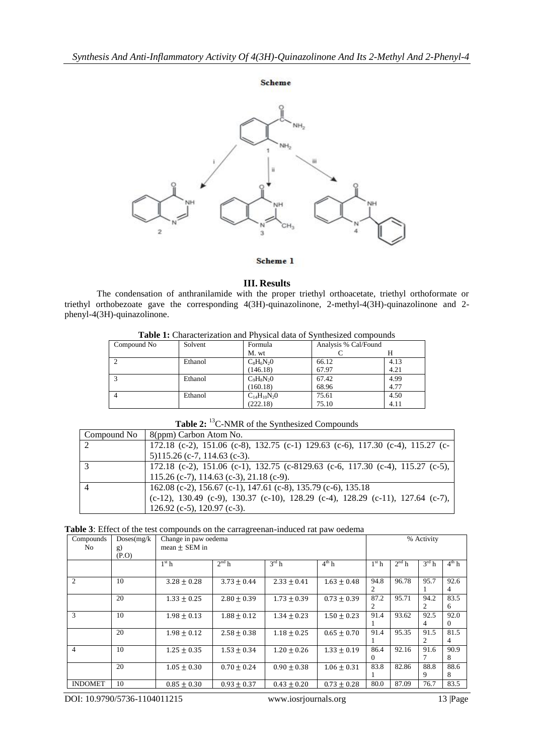**Scheme**

**Scheme 1**

## III. Results

The condensation of anthranilamide with the proper triethyl orthoacetate, triethyl orthoformate or triethyl orthobezoate gave the corresponding 4(3H)-quinazolinone, 2-methyl-4(3H)-quinazolinone and 2-phenyl-4(3H)-quinazolinone.

**Table 1:** Characterization and Physical data of Synthesized compounds

| Compound No | Solvent | Formula M. wt | Analysis % Cal/Found C | H |
|---|---|---|---|---|
| 2 | Ethanol | $C_8H_6N_20$ (146.18) | 66.12 67.97 | 4.13 4.21 |
| 3 | Ethanol | $C_9H_8N_20$ (160.18) | 67.42 68.96 | 4.99 4.77 |
| 4 | Ethanol | $C_{14}H_{10}N_20$ (222.18) | 75.61 75.10 | 4.50 4.11 |

**Table 2:** $^{13}$C-NMR of the Synthesized Compounds

| Compound No | δ(ppm) Carbon Atom No. |
|---|---|
| 2 | 172.18 (c-2), 151.06 (c-8), 132.75 (c-1) 129.63 (c-6), 117.30 (c-4), 115.27 (c-5)115.26 (c-7, 114.63 (c-3). |
| 3 | 172.18 (c-2), 151.06 (c-1), 132.75 (c-8129.63 (c-6, 117.30 (c-4), 115.27 (c-5), 115.26 (c-7), 114.63 (c-3), 21.18 (c-9). |
| 4 | 162.08 (c-2), 156.67 (c-1), 147.61 (c-8), 135.79 (c-6), 135.18 (c-12), 130.49 (c-9), 130.37 (c-10), 128.29 (c-4), 128.29 (c-11), 127.64 (c-7), 126.92 (c-5), 120.97 (c-3). |

**Table 3**: Effect of the test compounds on the carrageenan-induced rat paw oedema

| Compounds No | Doses(mg/kg) (P.O) | Change in paw oedema mean ± SEM in | | | | % Activity | | | |
|---|---|---|---|---|---|---|---|---|---|
| | | 1$^{st}$ h | 2$^{nd}$ h | 3$^{rd}$ h | 4$^{th}$ h | 1$^{st}$ h | 2$^{nd}$ h | 3$^{rd}$ h | 4$^{th}$ h |
| 2 | 10 | 3.28 ± 0.28 | 3.73 ± 0.44 | 2.33 ± 0.41 | 1.63 ± 0.48 | 94.82 | 96.78 | 95.71 | 92.64 |
| | 20 | 1.33 ± 0.25 | 2.80 ± 0.39 | 1.73 ± 0.39 | 0.73 ± 0.39 | 87.22 | 95.71 | 94.22 | 83.56 |
| 3 | 10 | 1.98 ± 0.13 | 1.88 ± 0.12 | 1.34 ± 0.23 | 1.50 ± 0.23 | 91.41 | 93.62 | 92.54 | 92.00 |
| | 20 | 1.98 ± 0.12 | 2.58 ± 0.38 | 1.18 ± 0.25 | 0.65 ± 0.70 | 91.41 | 95.35 | 91.52 | 81.54 |
| 4 | 10 | 1.25 ± 0.35 | 1.53 ± 0.34 | 1.20 ± 0.26 | 1.33 ± 0.19 | 86.40 | 92.16 | 91.67 | 90.98 |
| | 20 | 1.05 ± 0.30 | 0.70 ± 0.24 | 0.90 ± 0.38 | 1.06 ± 0.31 | 83.81 | 82.86 | 88.89 | 88.68 |
| INDOMET | 10 | 0.85 ± 0.30 | 0.93 ± 0.37 | 0.43 ± 0.20 | 0.73 ± 0.28 | 80.0 | 87.09 | 76.7 | 83.5 |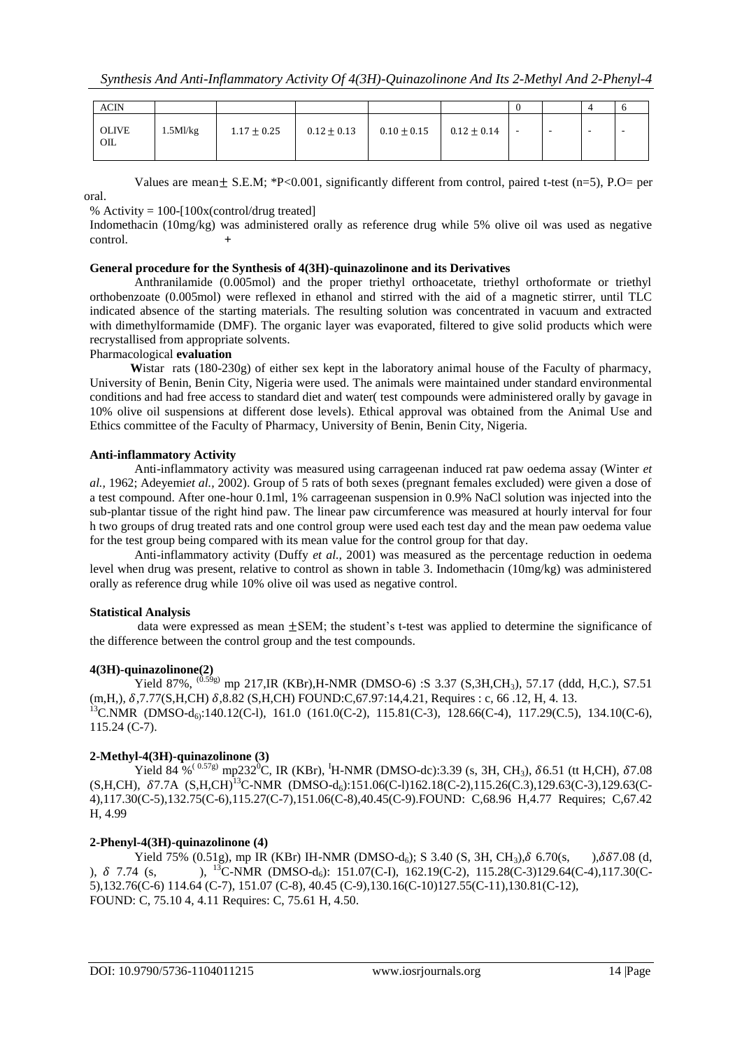| ACIN | | | | | | 0 | | 4 | 6 |
|---|---|---|---|---|---|---|---|---|---|
| OLIVE OIL | 1.5Ml/kg | $1.17 \pm 0.25$ | $0.12 \pm 0.13$ | $0.10 \pm 0.15$ | $0.12 \pm 0.14$ | - | - | - | - |

Values are mean$\pm$ S.E.M; *P<0.001, significantly different from control, paired t-test (n=5), P.O= per oral.

% Activity = 100-[100x(control/drug treated]

Indomethacin (10mg/kg) was administered orally as reference drug while 5% olive oil was used as negative control. +

**General procedure for the Synthesis of 4(3H)-quinazolinone and its Derivatives**

Anthranilamide (0.005mol) and the proper triethyl orthoacetate, triethyl orthoformate or triethyl orthobenzoate (0.005mol) were reflexed in ethanol and stirred with the aid of a magnetic stirrer, until TLC indicated absence of the starting materials. The resulting solution was concentrated in vacuum and extracted with dimethylformamide (DMF). The organic layer was evaporated, filtered to give solid products which were recrystallised from appropriate solvents.

Pharmacological **evaluation**

**W**istar rats (180-230g) of either sex kept in the laboratory animal house of the Faculty of pharmacy, University of Benin, Benin City, Nigeria were used. The animals were maintained under standard environmental conditions and had free access to standard diet and water( test compounds were administered orally by gavage in 10% olive oil suspensions at different dose levels). Ethical approval was obtained from the Animal Use and Ethics committee of the Faculty of Pharmacy, University of Benin, Benin City, Nigeria.

**Anti-inflammatory Activity**

Anti-inflammatory activity was measured using carrageenan induced rat paw oedema assay (Winter *et al.,* 1962; Adeyemi*et al.,* 2002). Group of 5 rats of both sexes (pregnant females excluded) were given a dose of a test compound. After one-hour 0.1ml, 1% carrageenan suspension in 0.9% NaCl solution was injected into the sub-plantar tissue of the right hind paw. The linear paw circumference was measured at hourly interval for four h two groups of drug treated rats and one control group were used each test day and the mean paw oedema value for the test group being compared with its mean value for the control group for that day.

Anti-inflammatory activity (Duffy *et al.,* 2001) was measured as the percentage reduction in oedema level when drug was present, relative to control as shown in table 3. Indomethacin (10mg/kg) was administered orally as reference drug while 10% olive oil was used as negative control.

**Statistical Analysis**

data were expressed as mean $\pm$SEM; the student's t-test was applied to determine the significance of the difference between the control group and the test compounds.

**4(3H)-quinazolinone(2)**

Yield 87%, $^{(0.59g)}$ mp 217,IR (KBr),H-NMR (DMSO-6) :S 3.37 (S,3H,$CH_3$), 57.17 (ddd, H,C.), S7.51 (m,H,), $\delta$,7.77(S,H,CH) $\delta$,8.82 (S,H,CH) FOUND:C,67.97:14,4.21, Requires : c, 66 .12, H, 4. 13.
$^{13}$C.NMR (DMSO-$d_6$):140.12(C-l), 161.0 (161.0(C-2), 115.81(C-3), 128.66(C-4), 117.29(C.5), 134.10(C-6), 115.24 (C-7).

**2-Methyl-4(3H)-quinazolinone (3)**

Yield 84 %$^{(0.57g)}$ mp232$^0$C, IR (KBr), $^l$H-NMR (DMSO-dc):3.39 (s, 3H, $CH_3$), $\delta$6.51 (tt H,CH), $\delta$7.08 (S,H,CH), $\delta$7.7A (S,H,CH)$^{13}$C-NMR (DMSO-$d_6$):151.06(C-l)162.18(C-2),115.26(C.3),129.63(C-3),129.63(C-4),117.30(C-5),132.75(C-6),115.27(C-7),151.06(C-8),40.45(C-9).FOUND: C,68.96 H,4.77 Requires; C,67.42 H, 4.99

**2-Phenyl-4(3H)-quinazolinone (4)**

Yield 75% (0.51g), mp IR (KBr) IH-NMR (DMSO-$d_6$); S 3.40 (S, 3H, $CH_3$),$\delta$ 6.70(s, ),$\delta\delta$7.08 (d, ), $\delta$ 7.74 (s, ), $^{13}$C-NMR (DMSO-$d_6$): 151.07(C-I), 162.19(C-2), 115.28(C-3)129.64(C-4),117.30(C-5),132.76(C-6) 114.64 (C-7), 151.07 (C-8), 40.45 (C-9),130.16(C-10)127.55(C-11),130.81(C-12),
FOUND: C, 75.10 4, 4.11 Requires: C, 75.61 H, 4.50.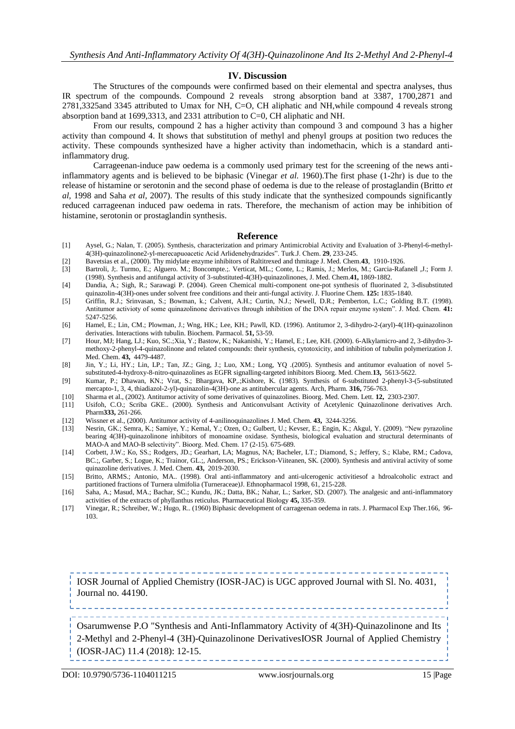## IV. Discussion

The Structures of the compounds were confirmed based on their elemental and spectra analyses, thus IR spectrum of the compounds. Compound 2 reveals strong absorption band at 3387, 1700,2871 and 2781,3325and 3345 attributed to Umax for NH, C=O, CH aliphatic and NH,while compound 4 reveals strong absorption band at 1699,3313, and 2331 attribution to C=0, CH aliphatic and NH.

From our results, compound 2 has a higher activity than compound 3 and compound 3 has a higher activity than compound 4. It shows that substitution of methyl and phenyl groups at position two reduces the activity. These compounds synthesized have a higher activity than indomethacin, which is a standard anti-inflammatory drug.

Carrageenan-induce paw oedema is a commonly used primary test for the screening of the news anti-inflammatory agents and is believed to be biphasic (Vinegar *et al.* 1960).The first phase (1-2hr) is due to the release of histamine or serotonin and the second phase of oedema is due to the release of prostaglandin (Britto *et al*, 1998 and Saha *et al*, 2007). The results of this study indicate that the synthesized compounds significantly reduced carrageenan induced paw oedema in rats. Therefore, the mechanism of action may be inhibition of histamine, serotonin or prostaglandin synthesis.

## Reference

[1] Aysel, G.; Nalan, T. (2005). Synthesis, characterization and primary Antimicrobial Activity and Evaluation of 3-Phenyl-6-methyl-4(3H)-quinazolinone2-yl-merecapuoacetic Acid Arlidenehydrazides". Turk.J. Chem. **29**, 233-245.

[2] Bavetsias et al., (2000). Thy midylate enzyme inhibitors of Raltitrexed and thmitage J. Med. Chem.**43**, 1910-1926.

[3] Bartroli, J;. Turmo, E.; Alguero. M.; Boncompte.;. Verticat, ML.; Conte, L.; Ramis, J.; Merlos, M.; Garcia-Rafanell ,J.; Form J. (1998). Synthesis and antifungal activity of 3-substituted-4(3H)-quinazolinones, J. Med. Chem.**41,** 1869-1882.

[4] Dandia, A.; Sigh, R.; Sarawagi P. (2004). Green Chemical multi-component one-pot synthesis of fluorinated 2, 3-disubstituted quinazolin-4(3H)-ones under solvent free conditions and their anti-fungal activity. J. Fluorine Chem. **125:** 1835-1840.

[5] Griffin, R.J.; Srinvasan, S.; Bowman, k.; Calvent, A.H.; Curtin, N.J.; Newell, D.R.; Pemberton, L.C.; Golding B.T. (1998). Antitumor activioty of some quinazolinone derivatives through inhibition of the DNA repair enzyme system". J. Med. Chem. **41:** 5247-5256.

[6] Hamel, E.; Lin, CM.; Plowman, J.; Wng, HK.; Lee, KH.; Pawll, KD. (1996). Antitumor 2, 3-dihydro-2-(aryl)-4(1H)-quinazolinon derivaties. Interactions with tubulin. Biochem. Parmacol. **51,** 53-59.

[7] Hour, MJ; Hang, LJ.; Kuo, SC.;Xia, Y.; Bastow, K.; Nakanishi, Y.; Hamel, E.; Lee, KH. (2000). 6-Alkylamicro-and 2, 3-dihydro-3-methoxy-2-phenyl-4-quinazolinone and related compounds: their synthesis, cytotoxicity, and inhibition of tubulin polymerization J. Med. Chem. **43,** 4479-4487.

[8] Jin, Y.; Li, HY.; Lin, LP.; Tan, JZ.; Ging, J.; Luo, XM.; Long, YQ .(2005). Synthesis and antitumor evaluation of novel 5-substituted-4-hydroxy-8-nitro-quinazolines as EGFR signalling-targeted inhibitors Bioorg. Med. Chem.**13,** 5613-5622.

[9] Kumar, P.; Dhawan, KN.; Vrat, S.; Bhargava, KP,.;Kishore, K. (1983). Synthesis of 6-substituted 2-phenyl-3-(5-substituted mercapto-1, 3, 4, thiadiazol-2-yl)-quinazolin-4(3H)-one as antitubercular agents. Arch, Pharm. **316,** 756-763.

[10] Sharma et al., (2002). Antitumor activity of some derivatives of quinazolines. Bioorg. Med. Chem. Lett. **12,** 2303-2307.

[11] Usifoh, C.O.; Scriba GKE.. (2000). Synthesis and Anticonvulsant Activity of Acetylenic Quinazolinone derivatives Arch. Pharm**333,** 261-266.

[12] Wissner et al., (2000). Antitumor activity of 4-anilinoquinazolines J. Med. Chem. **43,** 3244-3256.

[13] Nesrin, GK.; Semra, K.; Samiye, Y.; Kemal, Y.; Ozen, O.; Gulbert, U.; Kevser, E.; Engin, K.; Akgul, Y. (2009). "New pyrazoline bearing 4(3H)-quinazolinone inhibitors of monoamine oxidase. Synthesis, biological evaluation and structural determinants of MAO-A and MAO-B selectivity". Bioorg. Med. Chem. 17 (2-15). 675-689.

[14] Corbett, J.W.; Ko, SS.; Rodgers, JD.; Gearhart, LA; Magnus, NA; Bacheler, LT.; Diamond, S.; Jeffery, S.; Klabe, RM.; Cadova, BC.;, Garber, S.; Logue, K.; Trainor, GL.;, Anderson, PS.; Erickson-Viiteanen, SK. (2000). Synthesis and antiviral activity of some quinazoline derivatives. J. Med. Chem. **43,** 2019-2030.

[15] Britto, ARMS.; Antonio, MA.. (1998). Oral anti-inflammatory and anti-ulcerogenic activitiesof a hdroalcoholic extract and partitioned fractions of Turnera ulmifolia (Turneraceae)J. Ethnopharmacol 1998, 61, 215-228.

[16] Saha, A.; Masud, MA.; Bachar, SC.; Kundu, JK.; Datta, BK.; Nahar, L.; Sarker, SD. (2007). The analgesic and anti-inflammatory activities of the extracts of phyllanthus reticulus. Pharmaceutical Biology **45,** 335-359.

[17] Vinegar, R.; Schreiber, W.; Hugo, R.. (1960) Biphasic development of carrageenan oedema in rats. J. Pharmacol Exp Ther.166, 96-103.

IOSR Journal of Applied Chemistry (IOSR-JAC) is UGC approved Journal with Sl. No. 4031, Journal no. 44190.

Osarumwense P.O "Synthesis and Anti-Inflammatory Activity of 4(3H)-Quinazolinone and Its 2-Methyl and 2-Phenyl-4 (3H)-Quinazolinone DerivativesIOSR Journal of Applied Chemistry (IOSR-JAC) 11.4 (2018): 12-15.